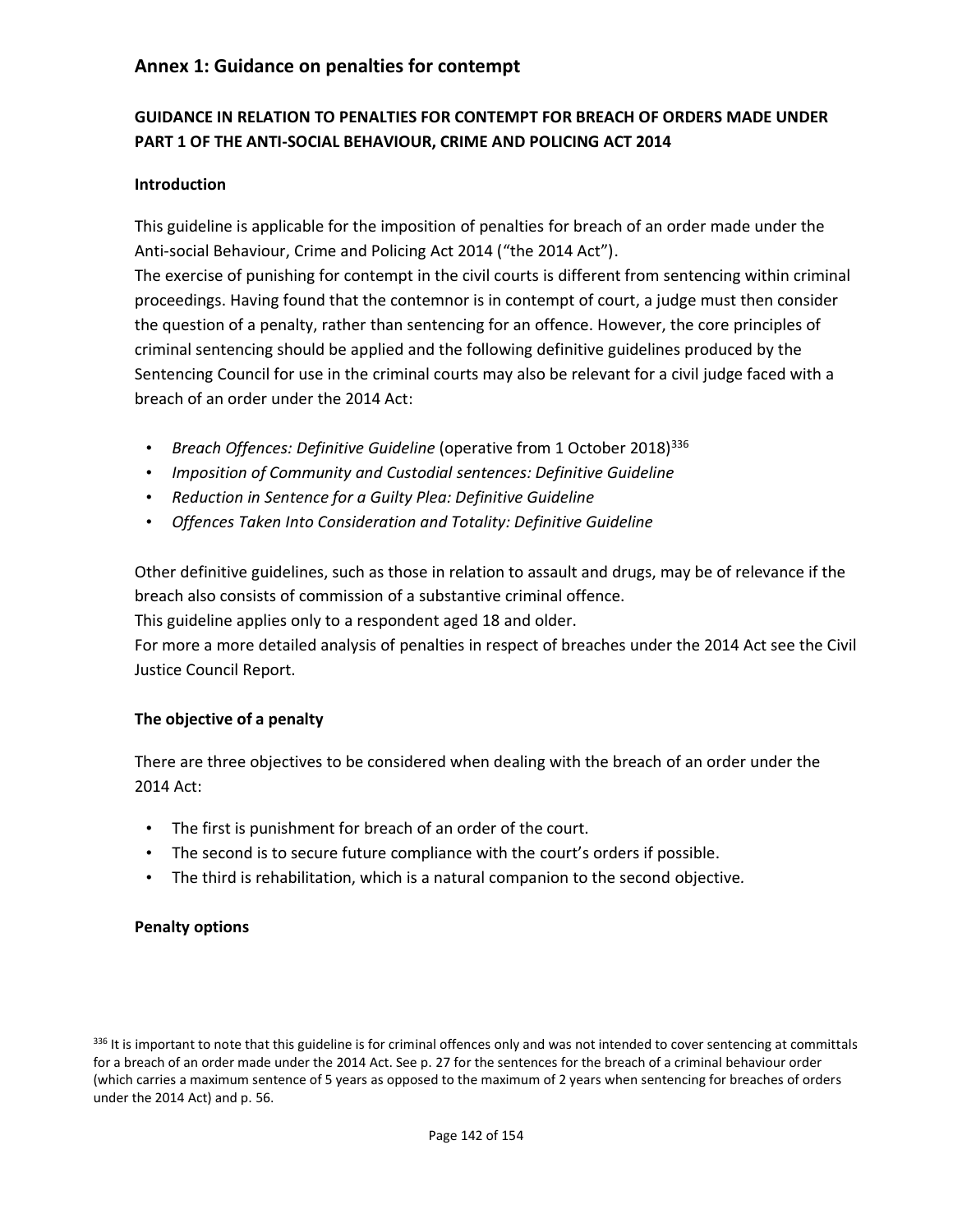## Annex 1: Guidance on penalties for contempt

### GUIDANCE IN RELATION TO PENALTIES FOR CONTEMPT FOR BREACH OF ORDERS MADE UNDER PART 1 OF THE ANTI-SOCIAL BEHAVIOUR, CRIME AND POLICING ACT 2014

#### Introduction

This guideline is applicable for the imposition of penalties for breach of an order made under the Anti-social Behaviour, Crime and Policing Act 2014 ("the 2014 Act").

The exercise of punishing for contempt in the civil courts is different from sentencing within criminal proceedings. Having found that the contemnor is in contempt of court, a judge must then consider the question of a penalty, rather than sentencing for an offence. However, the core principles of criminal sentencing should be applied and the following definitive guidelines produced by the Sentencing Council for use in the criminal courts may also be relevant for a civil judge faced with a breach of an order under the 2014 Act:

- *Breach Offences: Definitive Guideline* (operative from 1 October 2018)[336]
- *Imposition of Community and Custodial sentences: Definitive Guideline*
- *Reduction in Sentence for a Guilty Plea: Definitive Guideline*
- *Offences Taken Into Consideration and Totality: Definitive Guideline*

Other definitive guidelines, such as those in relation to assault and drugs, may be of relevance if the breach also consists of commission of a substantive criminal offence.

This guideline applies only to a respondent aged 18 and older.

For more a more detailed analysis of penalties in respect of breaches under the 2014 Act see the Civil Justice Council Report.

#### The objective of a penalty

There are three objectives to be considered when dealing with the breach of an order under the 2014 Act:

- The first is punishment for breach of an order of the court.
- The second is to secure future compliance with the court's orders if possible.
- The third is rehabilitation, which is a natural companion to the second objective.

#### Penalty options

[336] It is important to note that this guideline is for criminal offences only and was not intended to cover sentencing at committals for a breach of an order made under the 2014 Act. See p. 27 for the sentences for the breach of a criminal behaviour order (which carries a maximum sentence of 5 years as opposed to the maximum of 2 years when sentencing for breaches of orders under the 2014 Act) and p. 56.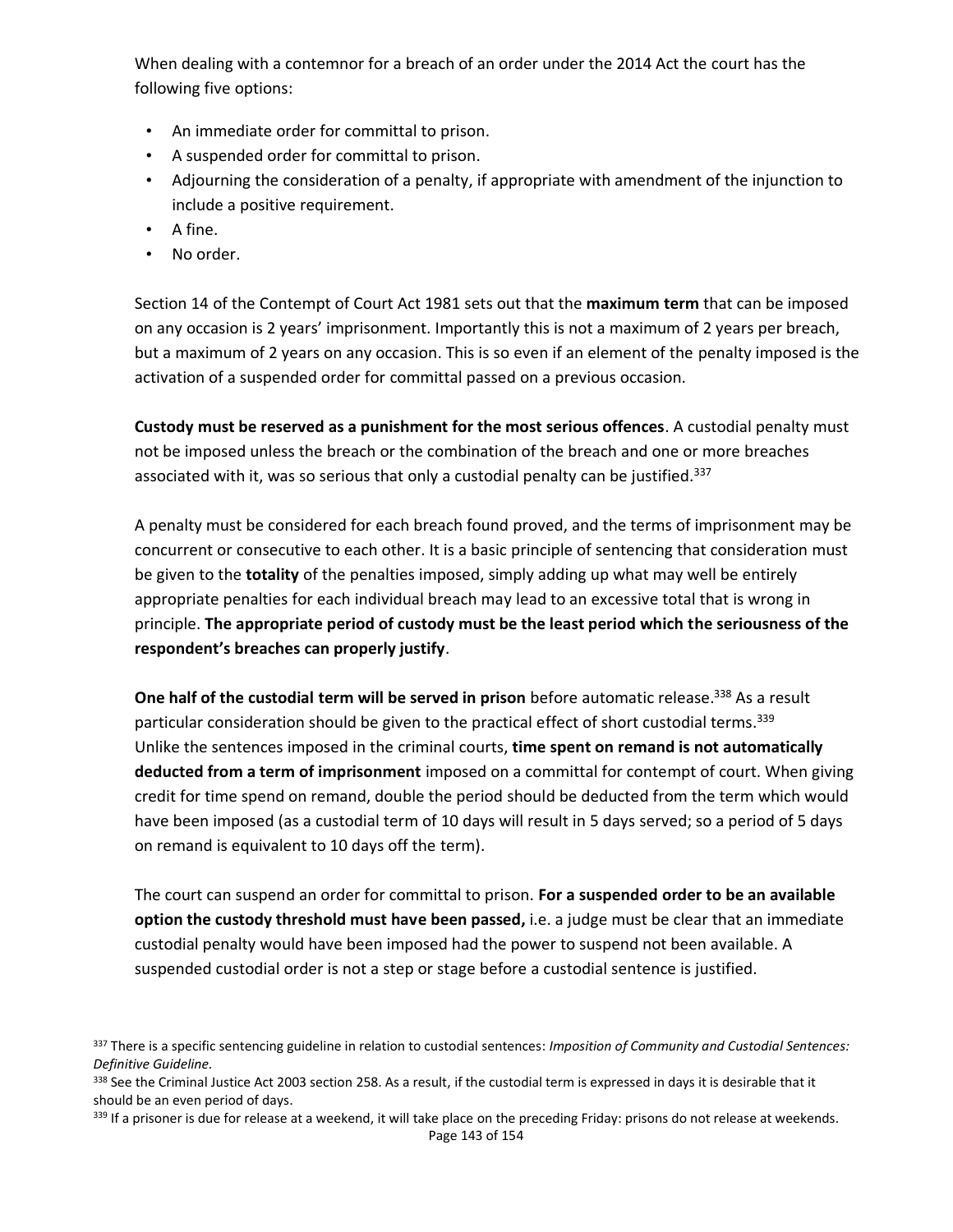When dealing with a contemnor for a breach of an order under the 2014 Act the court has the following five options:

- An immediate order for committal to prison.
- A suspended order for committal to prison.
- Adjourning the consideration of a penalty, if appropriate with amendment of the injunction to include a positive requirement.
- A fine.
- No order.

Section 14 of the Contempt of Court Act 1981 sets out that the **maximum term** that can be imposed on any occasion is 2 years' imprisonment. Importantly this is not a maximum of 2 years per breach, but a maximum of 2 years on any occasion. This is so even if an element of the penalty imposed is the activation of a suspended order for committal passed on a previous occasion.

**Custody must be reserved as a punishment for the most serious offences**. A custodial penalty must not be imposed unless the breach or the combination of the breach and one or more breaches associated with it, was so serious that only a custodial penalty can be justified.[337]

A penalty must be considered for each breach found proved, and the terms of imprisonment may be concurrent or consecutive to each other. It is a basic principle of sentencing that consideration must be given to the **totality** of the penalties imposed, simply adding up what may well be entirely appropriate penalties for each individual breach may lead to an excessive total that is wrong in principle. **The appropriate period of custody must be the least period which the seriousness of the respondent's breaches can properly justify**.

**One half of the custodial term will be served in prison** before automatic release.[338] As a result particular consideration should be given to the practical effect of short custodial terms.[339] Unlike the sentences imposed in the criminal courts, **time spent on remand is not automatically deducted from a term of imprisonment** imposed on a committal for contempt of court. When giving credit for time spend on remand, double the period should be deducted from the term which would have been imposed (as a custodial term of 10 days will result in 5 days served; so a period of 5 days on remand is equivalent to 10 days off the term).

The court can suspend an order for committal to prison. **For a suspended order to be an available option the custody threshold must have been passed,** i.e. a judge must be clear that an immediate custodial penalty would have been imposed had the power to suspend not been available. A suspended custodial order is not a step or stage before a custodial sentence is justified.

[337] There is a specific sentencing guideline in relation to custodial sentences: *Imposition of Community and Custodial Sentences: Definitive Guideline.*

[338] See the Criminal Justice Act 2003 section 258. As a result, if the custodial term is expressed in days it is desirable that it should be an even period of days.

[339] If a prisoner is due for release at a weekend, it will take place on the preceding Friday: prisons do not release at weekends.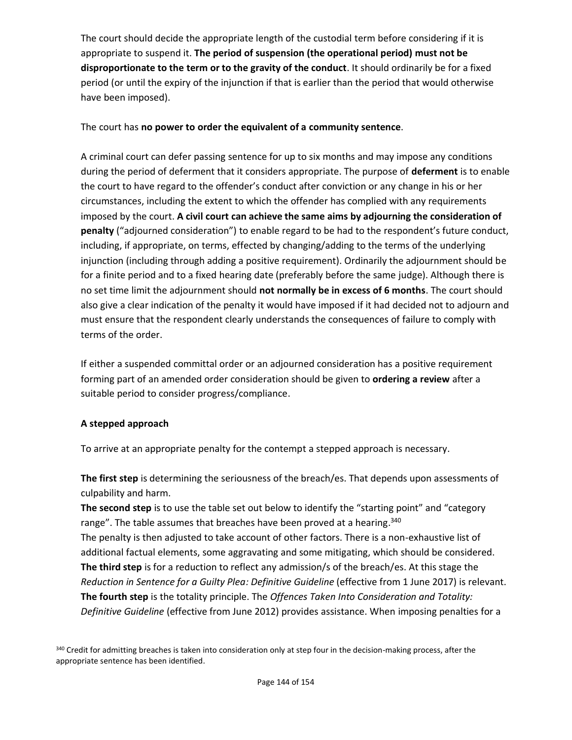The court should decide the appropriate length of the custodial term before considering if it is appropriate to suspend it. **The period of suspension (the operational period) must not be disproportionate to the term or to the gravity of the conduct**. It should ordinarily be for a fixed period (or until the expiry of the injunction if that is earlier than the period that would otherwise have been imposed).

The court has **no power to order the equivalent of a community sentence**.

A criminal court can defer passing sentence for up to six months and may impose any conditions during the period of deferment that it considers appropriate. The purpose of **deferment** is to enable the court to have regard to the offender's conduct after conviction or any change in his or her circumstances, including the extent to which the offender has complied with any requirements imposed by the court. **A civil court can achieve the same aims by adjourning the consideration of penalty** ("adjourned consideration") to enable regard to be had to the respondent's future conduct, including, if appropriate, on terms, effected by changing/adding to the terms of the underlying injunction (including through adding a positive requirement). Ordinarily the adjournment should be for a finite period and to a fixed hearing date (preferably before the same judge). Although there is no set time limit the adjournment should **not normally be in excess of 6 months**. The court should also give a clear indication of the penalty it would have imposed if it had decided not to adjourn and must ensure that the respondent clearly understands the consequences of failure to comply with terms of the order.

If either a suspended committal order or an adjourned consideration has a positive requirement forming part of an amended order consideration should be given to **ordering a review** after a suitable period to consider progress/compliance.

**A stepped approach**

To arrive at an appropriate penalty for the contempt a stepped approach is necessary.

**The first step** is determining the seriousness of the breach/es. That depends upon assessments of culpability and harm.
**The second step** is to use the table set out below to identify the "starting point" and "category range". The table assumes that breaches have been proved at a hearing.[340]
The penalty is then adjusted to take account of other factors. There is a non-exhaustive list of additional factual elements, some aggravating and some mitigating, which should be considered.
**The third step** is for a reduction to reflect any admission/s of the breach/es. At this stage the *Reduction in Sentence for a Guilty Plea: Definitive Guideline* (effective from 1 June 2017) is relevant.
**The fourth step** is the totality principle. The *Offences Taken Into Consideration and Totality: Definitive Guideline* (effective from June 2012) provides assistance. When imposing penalties for a

[340] Credit for admitting breaches is taken into consideration only at step four in the decision-making process, after the appropriate sentence has been identified.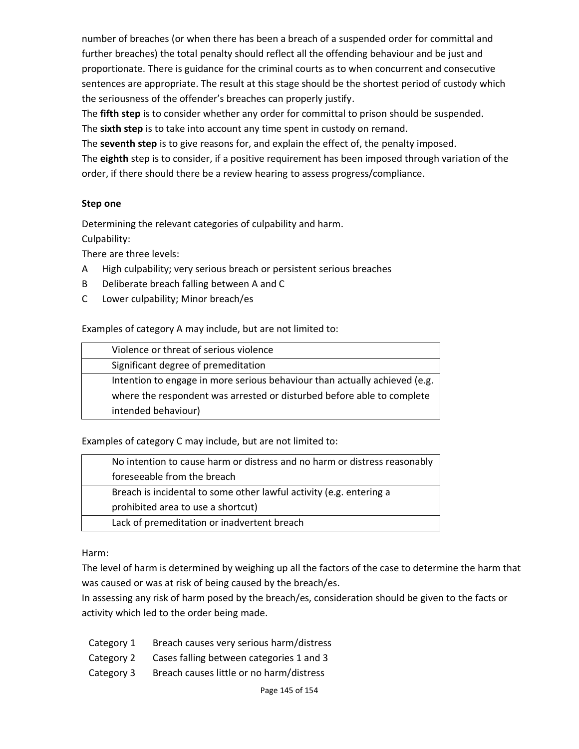number of breaches (or when there has been a breach of a suspended order for committal and further breaches) the total penalty should reflect all the offending behaviour and be just and proportionate. There is guidance for the criminal courts as to when concurrent and consecutive sentences are appropriate. The result at this stage should be the shortest period of custody which the seriousness of the offender's breaches can properly justify.

The **fifth step** is to consider whether any order for committal to prison should be suspended.

The **sixth step** is to take into account any time spent in custody on remand.

The **seventh step** is to give reasons for, and explain the effect of, the penalty imposed.

The **eighth** step is to consider, if a positive requirement has been imposed through variation of the order, if there should there be a review hearing to assess progress/compliance.

### Step one

Determining the relevant categories of culpability and harm.

Culpability:

There are three levels:

- A High culpability; very serious breach or persistent serious breaches
- B Deliberate breach falling between A and C
- C Lower culpability; Minor breach/es

Examples of category A may include, but are not limited to:

| |
|---|
| Violence or threat of serious violence |
| Significant degree of premeditation |
| Intention to engage in more serious behaviour than actually achieved (e.g. where the respondent was arrested or disturbed before able to complete intended behaviour) |

Examples of category C may include, but are not limited to:

| |
|---|
| No intention to cause harm or distress and no harm or distress reasonably foreseeable from the breach |
| Breach is incidental to some other lawful activity (e.g. entering a prohibited area to use a shortcut) |
| Lack of premeditation or inadvertent breach |

Harm:

The level of harm is determined by weighing up all the factors of the case to determine the harm that was caused or was at risk of being caused by the breach/es.

In assessing any risk of harm posed by the breach/es, consideration should be given to the facts or activity which led to the order being made.

- Category 1 Breach causes very serious harm/distress
- Category 2 Cases falling between categories 1 and 3
- Category 3 Breach causes little or no harm/distress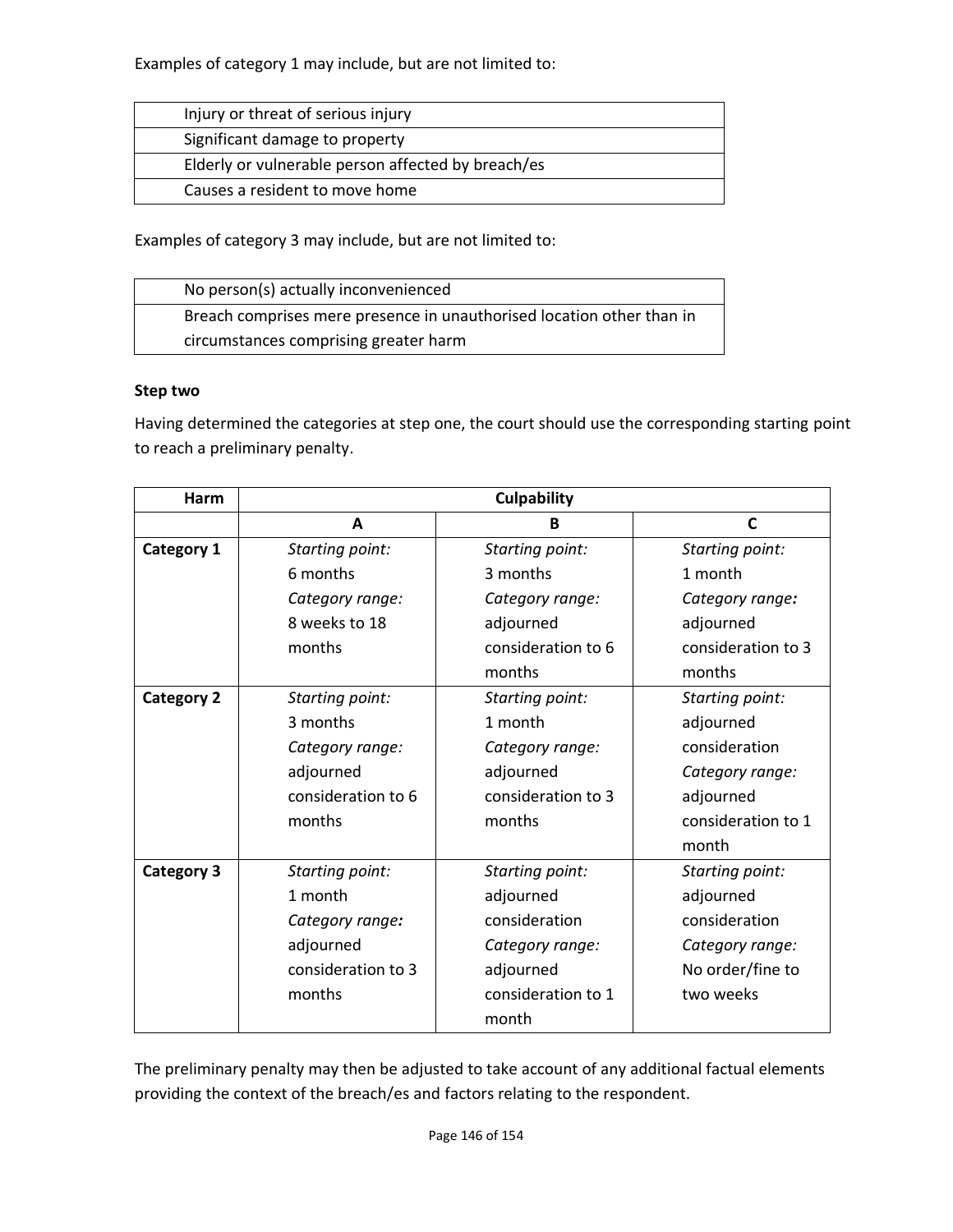Examples of category 1 may include, but are not limited to:

| Injury or threat of serious injury |
|---|
| Significant damage to property |
| Elderly or vulnerable person affected by breach/es |
| Causes a resident to move home |

Examples of category 3 may include, but are not limited to:

| No person(s) actually inconvenienced |
|---|
| Breach comprises mere presence in unauthorised location other than in circumstances comprising greater harm |

**Step two**

Having determined the categories at step one, the court should use the corresponding starting point to reach a preliminary penalty.

| Harm | Culpability | | |
|---|---|---|---|
| | **A** | **B** | **C** |
| **Category 1** | *Starting point:* 6 months *Category range:* 8 weeks to 18 months | *Starting point:* 3 months *Category range:* adjourned consideration to 6 months | *Starting point:* 1 month *Category range:* adjourned consideration to 3 months |
| **Category 2** | *Starting point:* 3 months *Category range:* adjourned consideration to 6 months | *Starting point:* 1 month *Category range:* adjourned consideration to 3 months | *Starting point:* adjourned consideration *Category range:* adjourned consideration to 1 month |
| **Category 3** | *Starting point:* 1 month *Category range:* adjourned consideration to 3 months | *Starting point:* adjourned consideration *Category range:* adjourned consideration to 1 month | *Starting point:* adjourned consideration *Category range:* No order/fine to two weeks |

The preliminary penalty may then be adjusted to take account of any additional factual elements providing the context of the breach/es and factors relating to the respondent.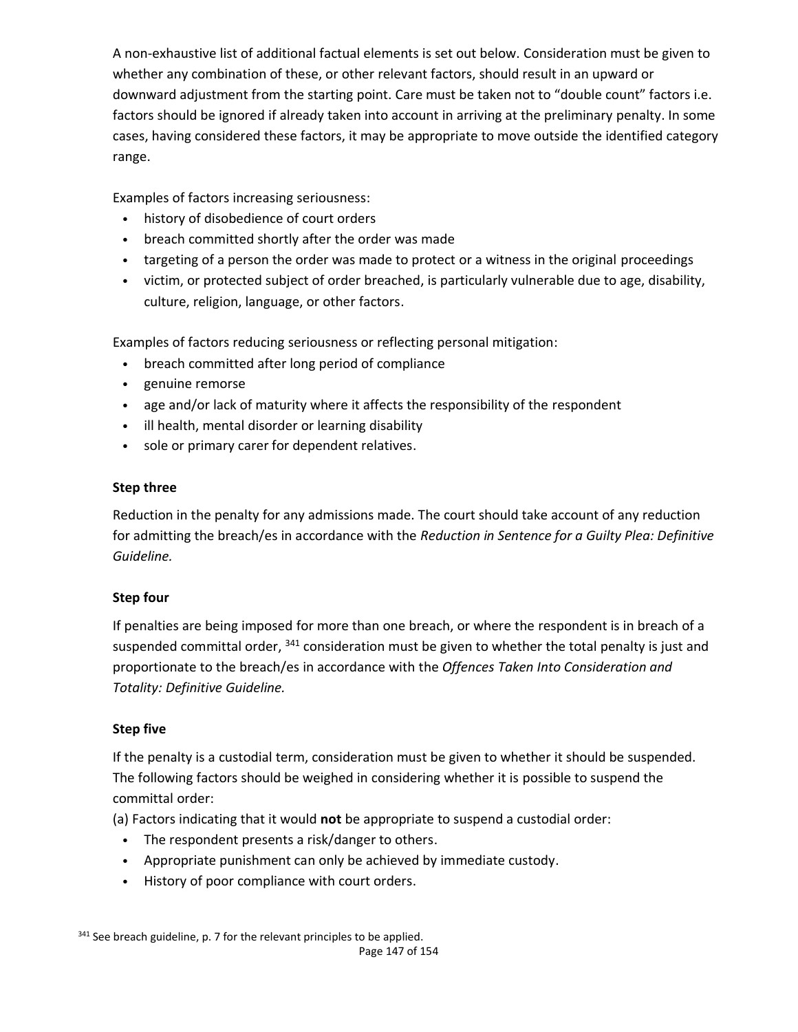A non-exhaustive list of additional factual elements is set out below. Consideration must be given to whether any combination of these, or other relevant factors, should result in an upward or downward adjustment from the starting point. Care must be taken not to "double count" factors i.e. factors should be ignored if already taken into account in arriving at the preliminary penalty. In some cases, having considered these factors, it may be appropriate to move outside the identified category range.

Examples of factors increasing seriousness:

- history of disobedience of court orders
- breach committed shortly after the order was made
- targeting of a person the order was made to protect or a witness in the original proceedings
- victim, or protected subject of order breached, is particularly vulnerable due to age, disability, culture, religion, language, or other factors.

Examples of factors reducing seriousness or reflecting personal mitigation:

- breach committed after long period of compliance
- genuine remorse
- age and/or lack of maturity where it affects the responsibility of the respondent
- ill health, mental disorder or learning disability
- sole or primary carer for dependent relatives.

**Step three**

Reduction in the penalty for any admissions made. The court should take account of any reduction for admitting the breach/es in accordance with the *Reduction in Sentence for a Guilty Plea: Definitive Guideline.*

**Step four**

If penalties are being imposed for more than one breach, or where the respondent is in breach of a suspended committal order, [341] consideration must be given to whether the total penalty is just and proportionate to the breach/es in accordance with the *Offences Taken Into Consideration and Totality: Definitive Guideline.*

**Step five**

If the penalty is a custodial term, consideration must be given to whether it should be suspended. The following factors should be weighed in considering whether it is possible to suspend the committal order:

(a) Factors indicating that it would **not** be appropriate to suspend a custodial order:

- The respondent presents a risk/danger to others.
- Appropriate punishment can only be achieved by immediate custody.
- History of poor compliance with court orders.

[341] See breach guideline, p. 7 for the relevant principles to be applied.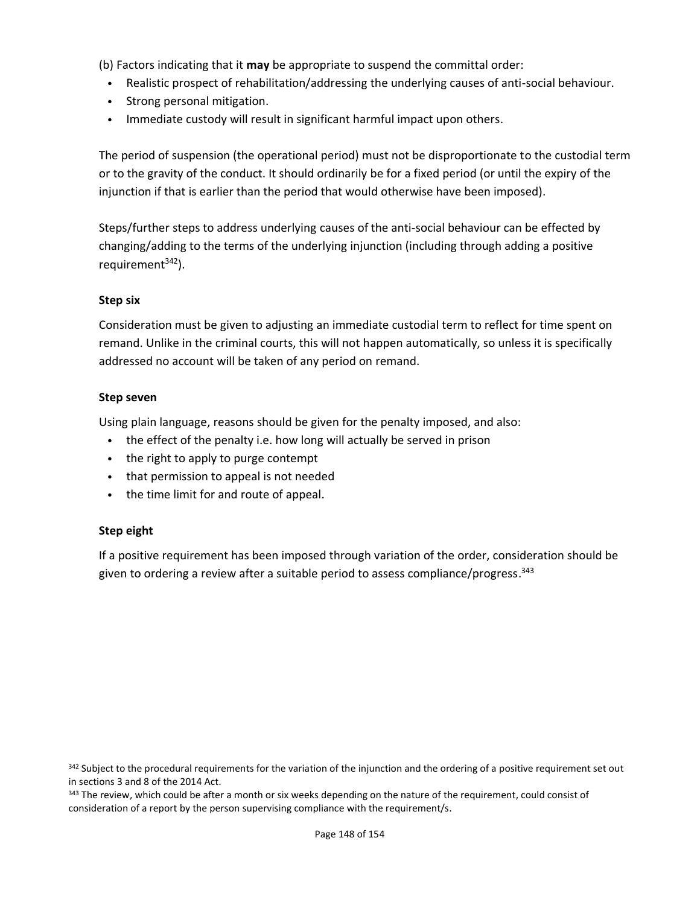(b) Factors indicating that it **may** be appropriate to suspend the committal order:

- Realistic prospect of rehabilitation/addressing the underlying causes of anti-social behaviour.
- Strong personal mitigation.
- Immediate custody will result in significant harmful impact upon others.

The period of suspension (the operational period) must not be disproportionate to the custodial term or to the gravity of the conduct. It should ordinarily be for a fixed period (or until the expiry of the injunction if that is earlier than the period that would otherwise have been imposed).

Steps/further steps to address underlying causes of the anti-social behaviour can be effected by changing/adding to the terms of the underlying injunction (including through adding a positive requirement[342]).

**Step six**

Consideration must be given to adjusting an immediate custodial term to reflect for time spent on remand. Unlike in the criminal courts, this will not happen automatically, so unless it is specifically addressed no account will be taken of any period on remand.

**Step seven**

Using plain language, reasons should be given for the penalty imposed, and also:

- the effect of the penalty i.e. how long will actually be served in prison
- the right to apply to purge contempt
- that permission to appeal is not needed
- the time limit for and route of appeal.

**Step eight**

If a positive requirement has been imposed through variation of the order, consideration should be given to ordering a review after a suitable period to assess compliance/progress.[343]

[342] Subject to the procedural requirements for the variation of the injunction and the ordering of a positive requirement set out in sections 3 and 8 of the 2014 Act.

[343] The review, which could be after a month or six weeks depending on the nature of the requirement, could consist of consideration of a report by the person supervising compliance with the requirement/s.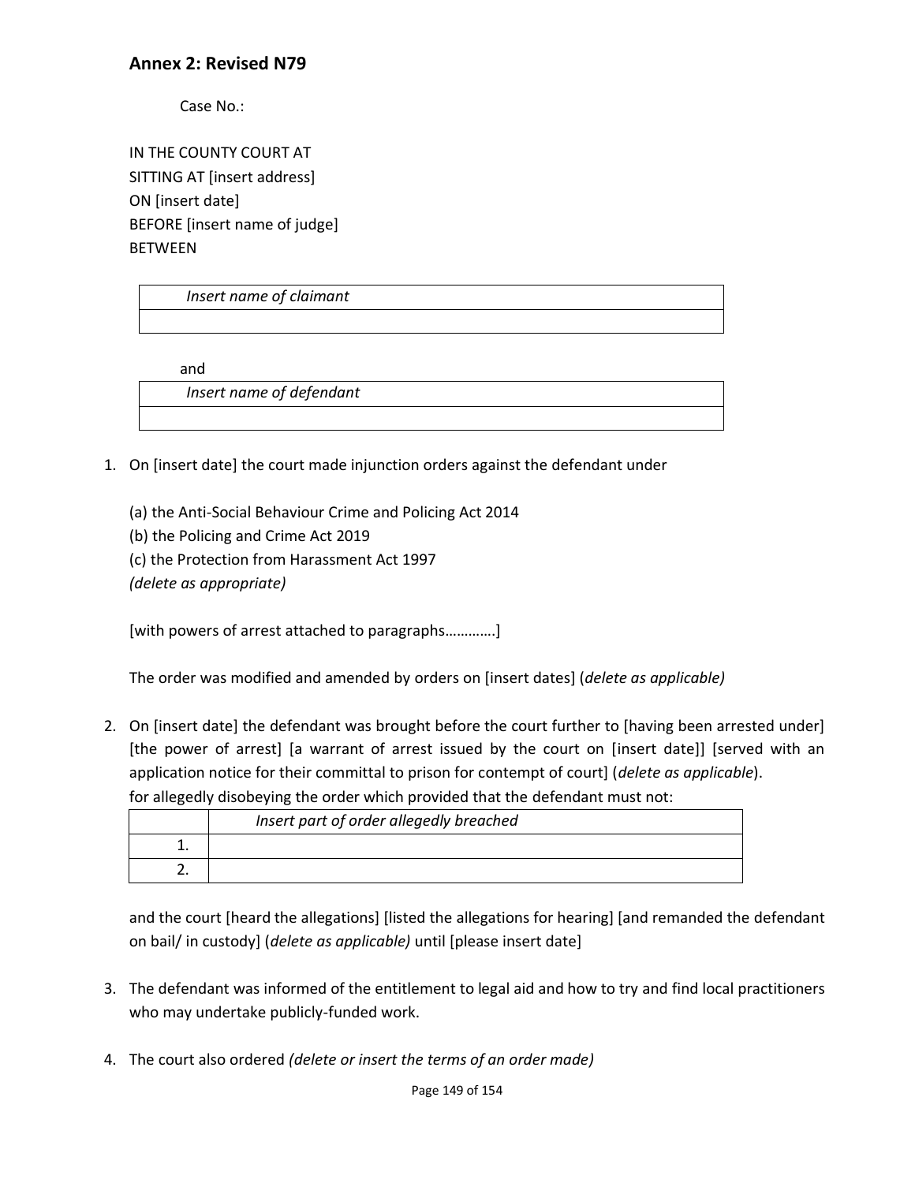## Annex 2: Revised N79

Case No.:

IN THE COUNTY COURT AT
SITTING AT [insert address]
ON [insert date]
BEFORE [insert name of judge]
BETWEEN

| *Insert name of claimant* |
|---|
| |

and

| *Insert name of defendant* |
|---|
| |

1. On [insert date] the court made injunction orders against the defendant under

   (a) the Anti-Social Behaviour Crime and Policing Act 2014
   (b) the Policing and Crime Act 2019
   (c) the Protection from Harassment Act 1997
   *(delete as appropriate)*

   [with powers of arrest attached to paragraphs…………]

   The order was modified and amended by orders on [insert dates] (*delete as applicable)*

2. On [insert date] the defendant was brought before the court further to [having been arrested under] [the power of arrest] [a warrant of arrest issued by the court on [insert date]] [served with an application notice for their committal to prison for contempt of court] (*delete as applicable*).
   for allegedly disobeying the order which provided that the defendant must not:

   | | *Insert part of order allegedly breached* |
   |---|---|
   | 1. | |
   | 2. | |

   and the court [heard the allegations] [listed the allegations for hearing] [and remanded the defendant on bail/ in custody] (*delete as applicable)* until [please insert date]

3. The defendant was informed of the entitlement to legal aid and how to try and find local practitioners who may undertake publicly-funded work.

4. The court also ordered *(delete or insert the terms of an order made)*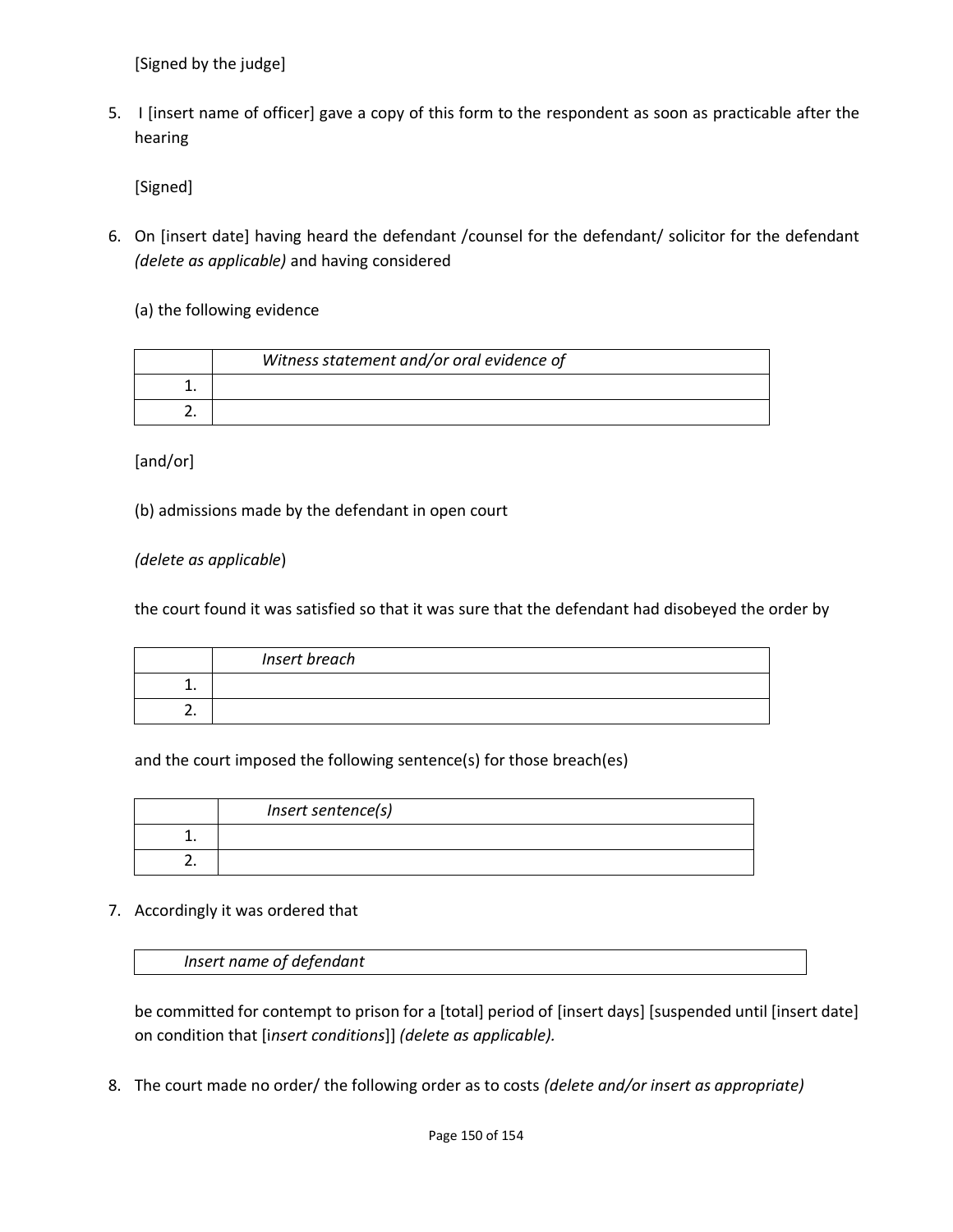[Signed by the judge]

5. I [insert name of officer] gave a copy of this form to the respondent as soon as practicable after the hearing

   [Signed]

6. On [insert date] having heard the defendant /counsel for the defendant/ solicitor for the defendant *(delete as applicable)* and having considered

   (a) the following evidence

   | | *Witness statement and/or oral evidence of* |
   |---|---|
   | 1. | |
   | 2. | |

   [and/or]

   (b) admissions made by the defendant in open court

   *(delete as applicable*)

   the court found it was satisfied so that it was sure that the defendant had disobeyed the order by

   | | *Insert breach* |
   |---|---|
   | 1. | |
   | 2. | |

   and the court imposed the following sentence(s) for those breach(es)

   | | *Insert sentence(s)* |
   |---|---|
   | 1. | |
   | 2. | |

7. Accordingly it was ordered that

   | *Insert name of defendant* |
   |---|

   be committed for contempt to prison for a [total] period of [insert days] [suspended until [insert date] on condition that [i*nsert conditions*]] *(delete as applicable).*

8. The court made no order/ the following order as to costs *(delete and/or insert as appropriate)*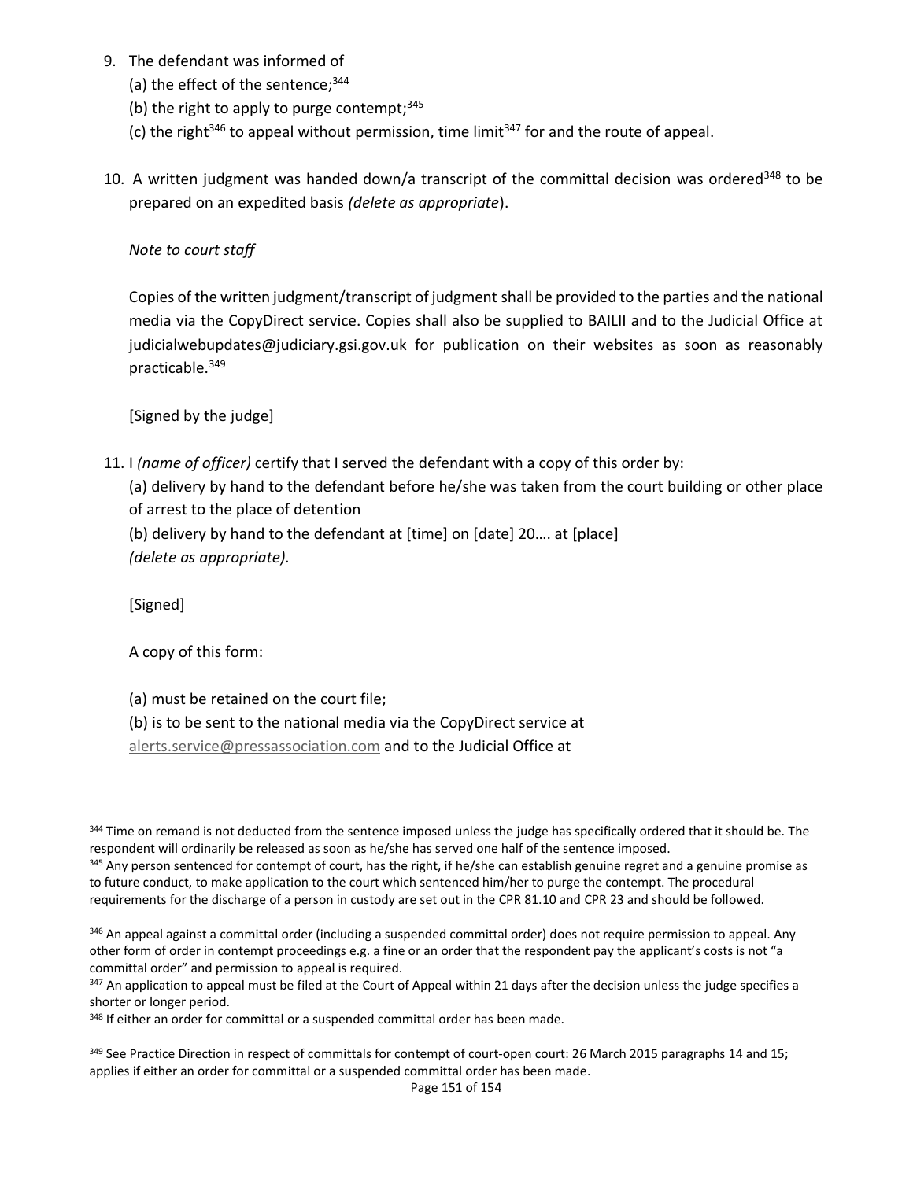9. The defendant was informed of
   (a) the effect of the sentence;[344]
   (b) the right to apply to purge contempt;[345]
   (c) the right[346] to appeal without permission, time limit[347] for and the route of appeal.

10. A written judgment was handed down/a transcript of the committal decision was ordered[348] to be prepared on an expedited basis *(delete as appropriate)*.

    *Note to court staff*

    Copies of the written judgment/transcript of judgment shall be provided to the parties and the national media via the CopyDirect service. Copies shall also be supplied to BAILII and to the Judicial Office at judicialwebupdates@judiciary.gsi.gov.uk for publication on their websites as soon as reasonably practicable.[349]

    [Signed by the judge]

11. I *(name of officer)* certify that I served the defendant with a copy of this order by:
    (a) delivery by hand to the defendant before he/she was taken from the court building or other place of arrest to the place of detention
    (b) delivery by hand to the defendant at [time] on [date] 20…. at [place]
    *(delete as appropriate).*

    [Signed]

    A copy of this form:

    (a) must be retained on the court file;
    (b) is to be sent to the national media via the CopyDirect service at alerts.service@pressassociation.com and to the Judicial Office at

---

[344] Time on remand is not deducted from the sentence imposed unless the judge has specifically ordered that it should be. The respondent will ordinarily be released as soon as he/she has served one half of the sentence imposed.

[345] Any person sentenced for contempt of court, has the right, if he/she can establish genuine regret and a genuine promise as to future conduct, to make application to the court which sentenced him/her to purge the contempt. The procedural requirements for the discharge of a person in custody are set out in the CPR 81.10 and CPR 23 and should be followed.

[346] An appeal against a committal order (including a suspended committal order) does not require permission to appeal. Any other form of order in contempt proceedings e.g. a fine or an order that the respondent pay the applicant's costs is not "a committal order" and permission to appeal is required.

[347] An application to appeal must be filed at the Court of Appeal within 21 days after the decision unless the judge specifies a shorter or longer period.

[348] If either an order for committal or a suspended committal order has been made.

[349] See Practice Direction in respect of committals for contempt of court-open court: 26 March 2015 paragraphs 14 and 15; applies if either an order for committal or a suspended committal order has been made.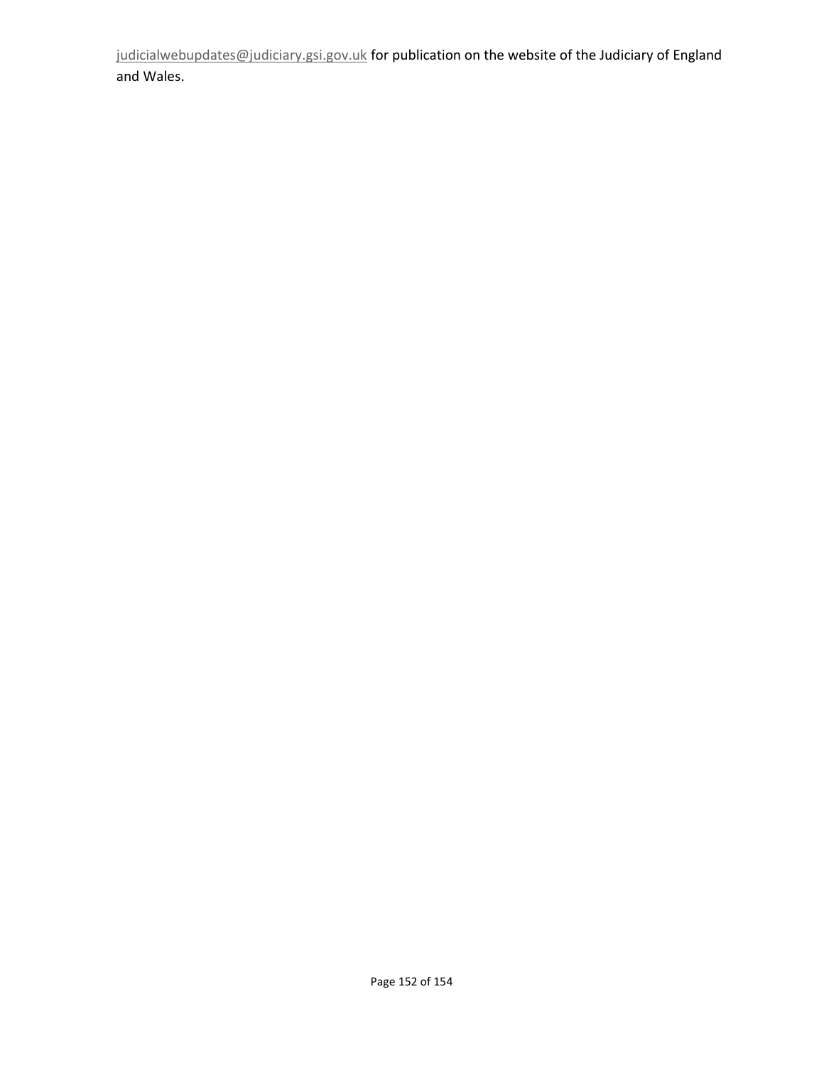[judicialwebupdates@judiciary.gsi.gov.uk](mailto:judicialwebupdates@judiciary.gsi.gov.uk) for publication on the website of the Judiciary of England and Wales.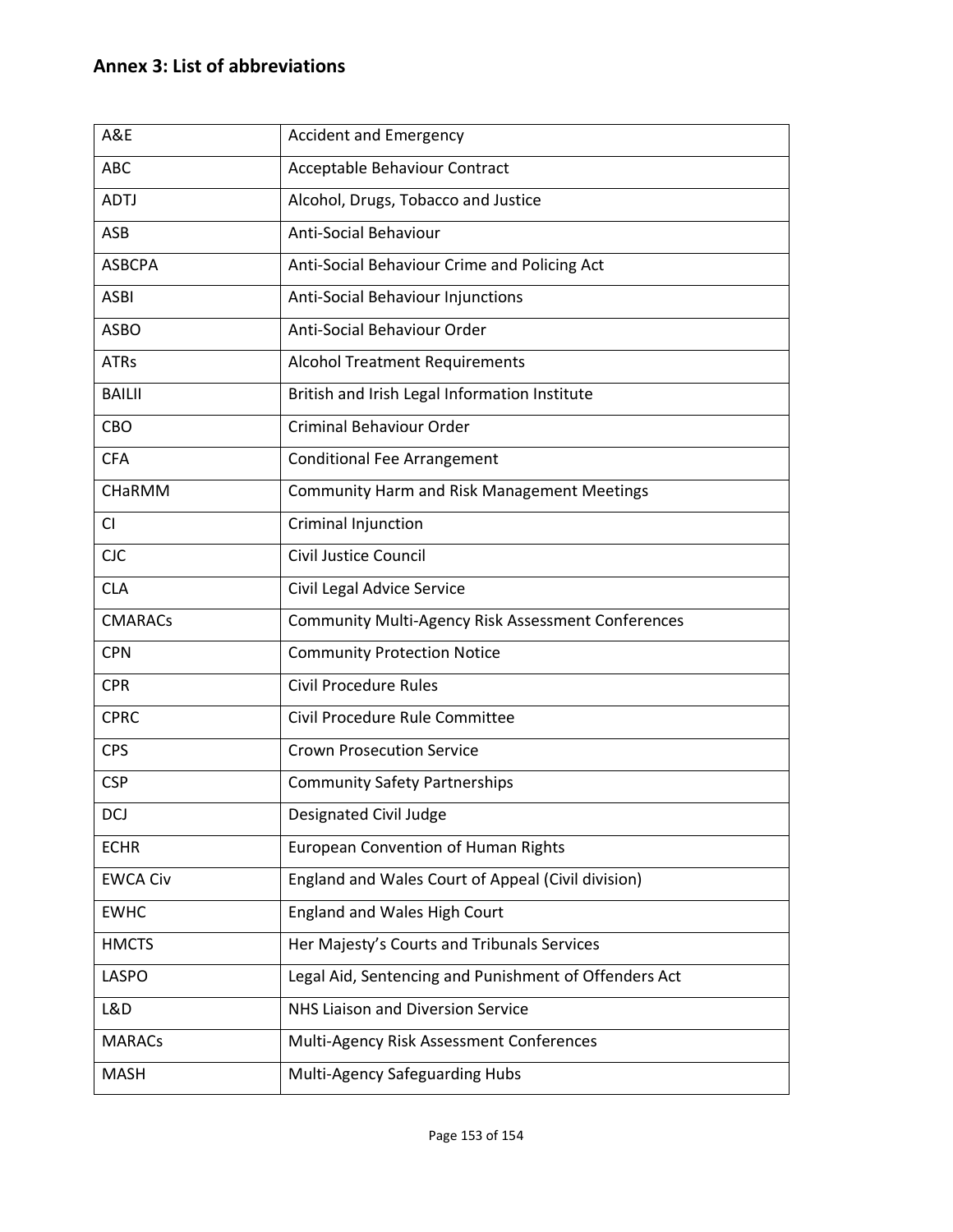## Annex 3: List of abbreviations

| | |
|---|---|
| A&E | Accident and Emergency |
| ABC | Acceptable Behaviour Contract |
| ADTJ | Alcohol, Drugs, Tobacco and Justice |
| ASB | Anti-Social Behaviour |
| ASBCPA | Anti-Social Behaviour Crime and Policing Act |
| ASBI | Anti-Social Behaviour Injunctions |
| ASBO | Anti-Social Behaviour Order |
| ATRs | Alcohol Treatment Requirements |
| BAILII | British and Irish Legal Information Institute |
| CBO | Criminal Behaviour Order |
| CFA | Conditional Fee Arrangement |
| CHaRMM | Community Harm and Risk Management Meetings |
| CI | Criminal Injunction |
| CJC | Civil Justice Council |
| CLA | Civil Legal Advice Service |
| CMARACs | Community Multi-Agency Risk Assessment Conferences |
| CPN | Community Protection Notice |
| CPR | Civil Procedure Rules |
| CPRC | Civil Procedure Rule Committee |
| CPS | Crown Prosecution Service |
| CSP | Community Safety Partnerships |
| DCJ | Designated Civil Judge |
| ECHR | European Convention of Human Rights |
| EWCA Civ | England and Wales Court of Appeal (Civil division) |
| EWHC | England and Wales High Court |
| HMCTS | Her Majesty's Courts and Tribunals Services |
| LASPO | Legal Aid, Sentencing and Punishment of Offenders Act |
| L&D | NHS Liaison and Diversion Service |
| MARACs | Multi-Agency Risk Assessment Conferences |
| MASH | Multi-Agency Safeguarding Hubs |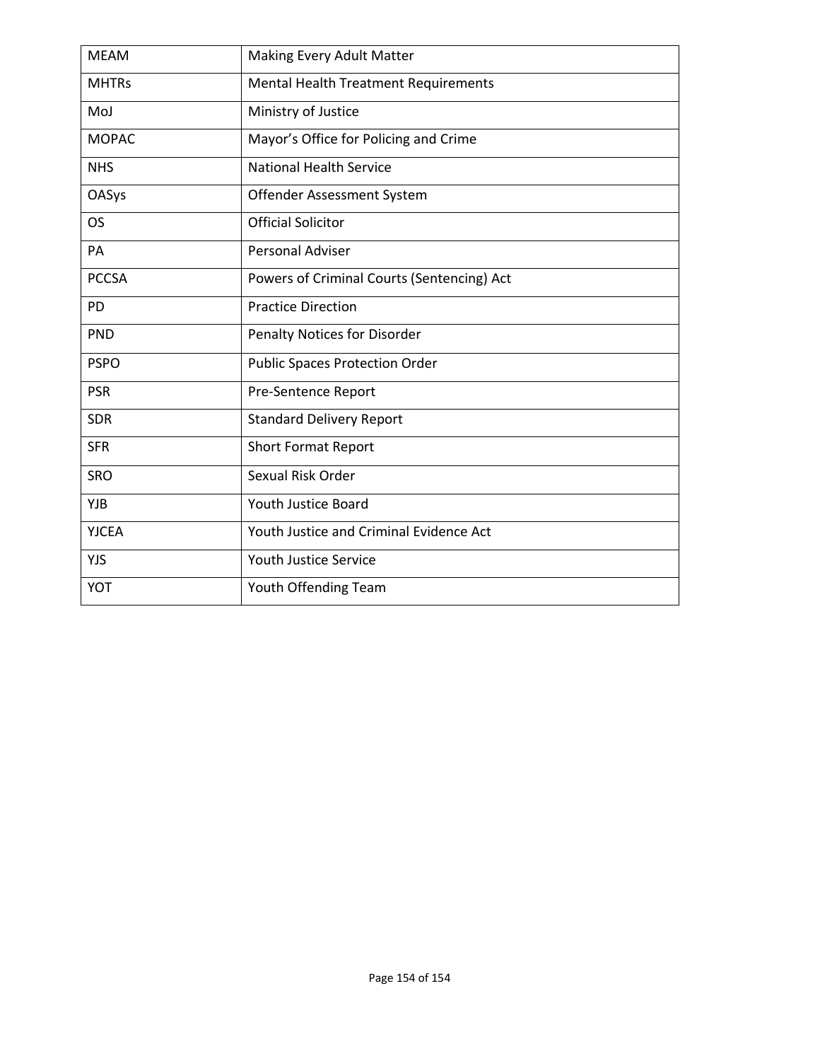| | |
|---|---|
| MEAM | Making Every Adult Matter |
| MHTRs | Mental Health Treatment Requirements |
| MoJ | Ministry of Justice |
| MOPAC | Mayor's Office for Policing and Crime |
| NHS | National Health Service |
| OASys | Offender Assessment System |
| OS | Official Solicitor |
| PA | Personal Adviser |
| PCCSA | Powers of Criminal Courts (Sentencing) Act |
| PD | Practice Direction |
| PND | Penalty Notices for Disorder |
| PSPO | Public Spaces Protection Order |
| PSR | Pre-Sentence Report |
| SDR | Standard Delivery Report |
| SFR | Short Format Report |
| SRO | Sexual Risk Order |
| YJB | Youth Justice Board |
| YJCEA | Youth Justice and Criminal Evidence Act |
| YJS | Youth Justice Service |
| YOT | Youth Offending Team |